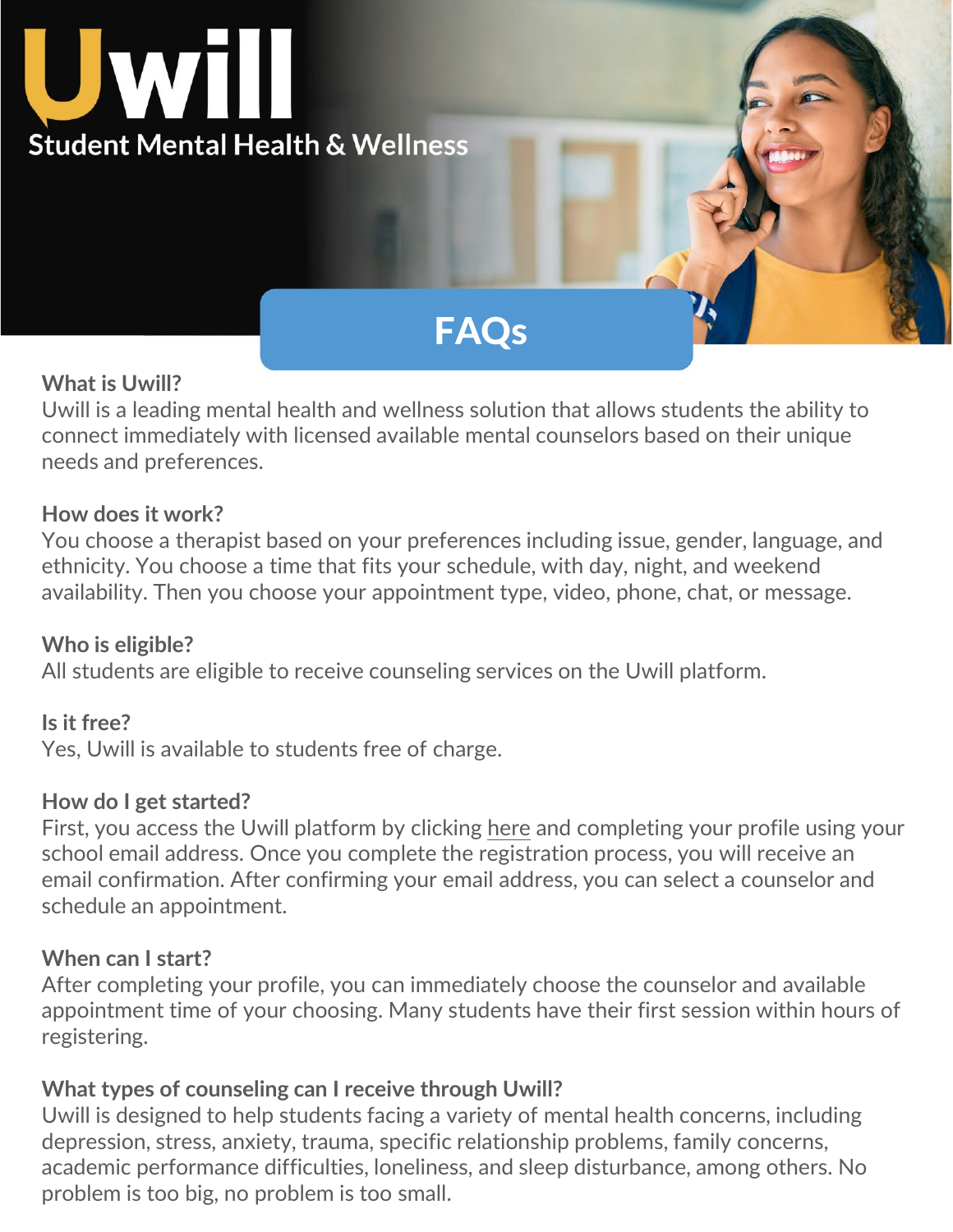# Uwill

Student Mental Health & Wellness

## FAQs

**What is Uwill?**

Uwill is a leading mental health and wellness solution that allows students the ability to connect immediately with licensed available mental counselors based on their unique needs and preferences.

**How does it work?**

You choose a therapist based on your preferences including issue, gender, language, and ethnicity. You choose a time that fits your schedule, with day, night, and weekend availability. Then you choose your appointment type, video, phone, chat, or message.

**Who is eligible?**

All students are eligible to receive counseling services on the Uwill platform.

**Is it free?**

Yes, Uwill is available to students free of charge.

**How do I get started?**

First, you access the Uwill platform by clicking here and completing your profile using your school email address. Once you complete the registration process, you will receive an email confirmation. After confirming your email address, you can select a counselor and schedule an appointment.

**When can I start?**

After completing your profile, you can immediately choose the counselor and available appointment time of your choosing. Many students have their first session within hours of registering.

**What types of counseling can I receive through Uwill?**

Uwill is designed to help students facing a variety of mental health concerns, including depression, stress, anxiety, trauma, specific relationship problems, family concerns, academic performance difficulties, loneliness, and sleep disturbance, among others. No problem is too big, no problem is too small.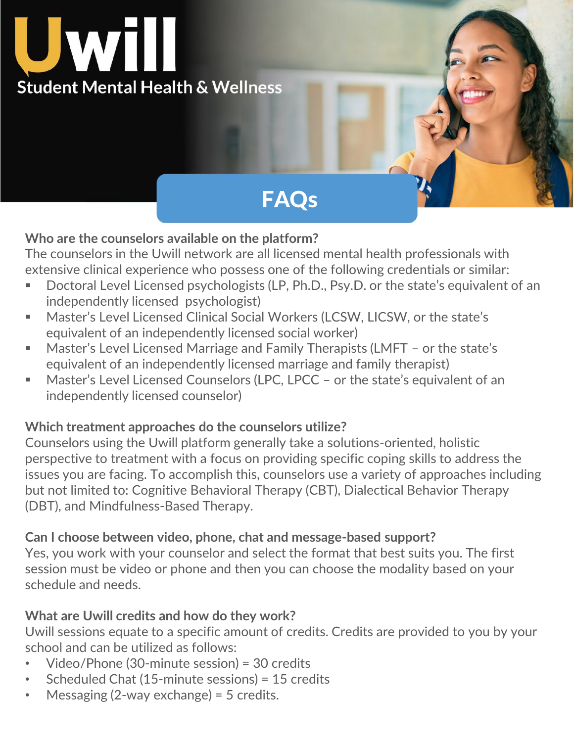# Uwill

Student Mental Health & Wellness

## FAQs

**Who are the counselors available on the platform?**

The counselors in the Uwill network are all licensed mental health professionals with extensive clinical experience who possess one of the following credentials or similar:

- Doctoral Level Licensed psychologists (LP, Ph.D., Psy.D. or the state's equivalent of an independently licensed psychologist)
- Master's Level Licensed Clinical Social Workers (LCSW, LICSW, or the state's equivalent of an independently licensed social worker)
- Master's Level Licensed Marriage and Family Therapists (LMFT – or the state's equivalent of an independently licensed marriage and family therapist)
- Master's Level Licensed Counselors (LPC, LPCC – or the state's equivalent of an independently licensed counselor)

**Which treatment approaches do the counselors utilize?**

Counselors using the Uwill platform generally take a solutions-oriented, holistic perspective to treatment with a focus on providing specific coping skills to address the issues you are facing. To accomplish this, counselors use a variety of approaches including but not limited to: Cognitive Behavioral Therapy (CBT), Dialectical Behavior Therapy (DBT), and Mindfulness-Based Therapy.

**Can I choose between video, phone, chat and message-based support?**

Yes, you work with your counselor and select the format that best suits you. The first session must be video or phone and then you can choose the modality based on your schedule and needs.

**What are Uwill credits and how do they work?**

Uwill sessions equate to a specific amount of credits. Credits are provided to you by your school and can be utilized as follows:

- Video/Phone (30-minute session) = 30 credits
- Scheduled Chat (15-minute sessions) = 15 credits
- Messaging (2-way exchange) = 5 credits.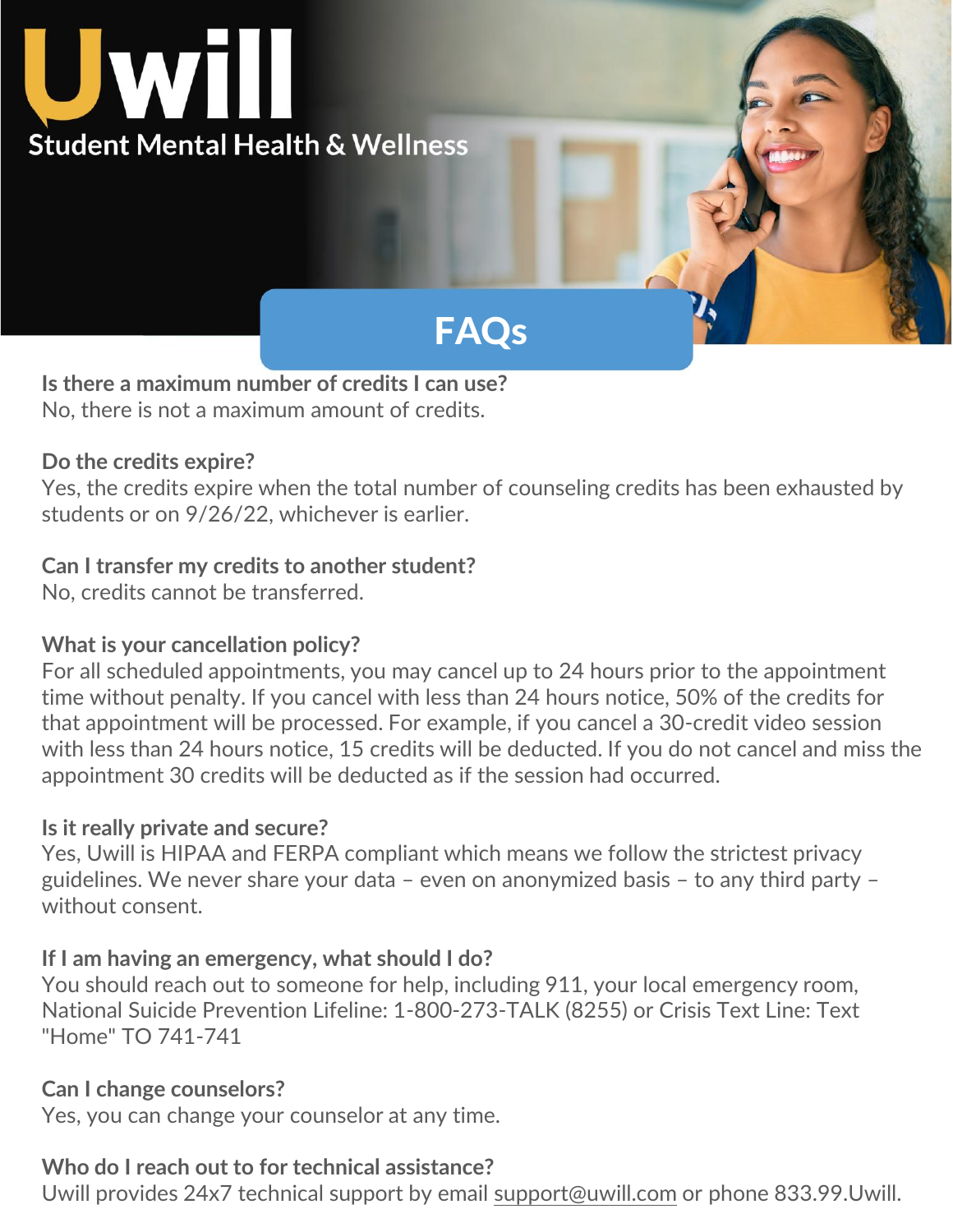# Uwill

Student Mental Health & Wellness

## FAQs

**Is there a maximum number of credits I can use?**
No, there is not a maximum amount of credits.

**Do the credits expire?**
Yes, the credits expire when the total number of counseling credits has been exhausted by students or on 9/26/22, whichever is earlier.

**Can I transfer my credits to another student?**
No, credits cannot be transferred.

**What is your cancellation policy?**
For all scheduled appointments, you may cancel up to 24 hours prior to the appointment time without penalty. If you cancel with less than 24 hours notice, 50% of the credits for that appointment will be processed. For example, if you cancel a 30-credit video session with less than 24 hours notice, 15 credits will be deducted. If you do not cancel and miss the appointment 30 credits will be deducted as if the session had occurred.

**Is it really private and secure?**
Yes, Uwill is HIPAA and FERPA compliant which means we follow the strictest privacy guidelines. We never share your data – even on anonymized basis – to any third party – without consent.

**If I am having an emergency, what should I do?**
You should reach out to someone for help, including 911, your local emergency room, National Suicide Prevention Lifeline: 1-800-273-TALK (8255) or Crisis Text Line: Text "Home" TO 741-741

**Can I change counselors?**
Yes, you can change your counselor at any time.

**Who do I reach out to for technical assistance?**
Uwill provides 24x7 technical support by email support@uwill.com or phone 833.99.Uwill.